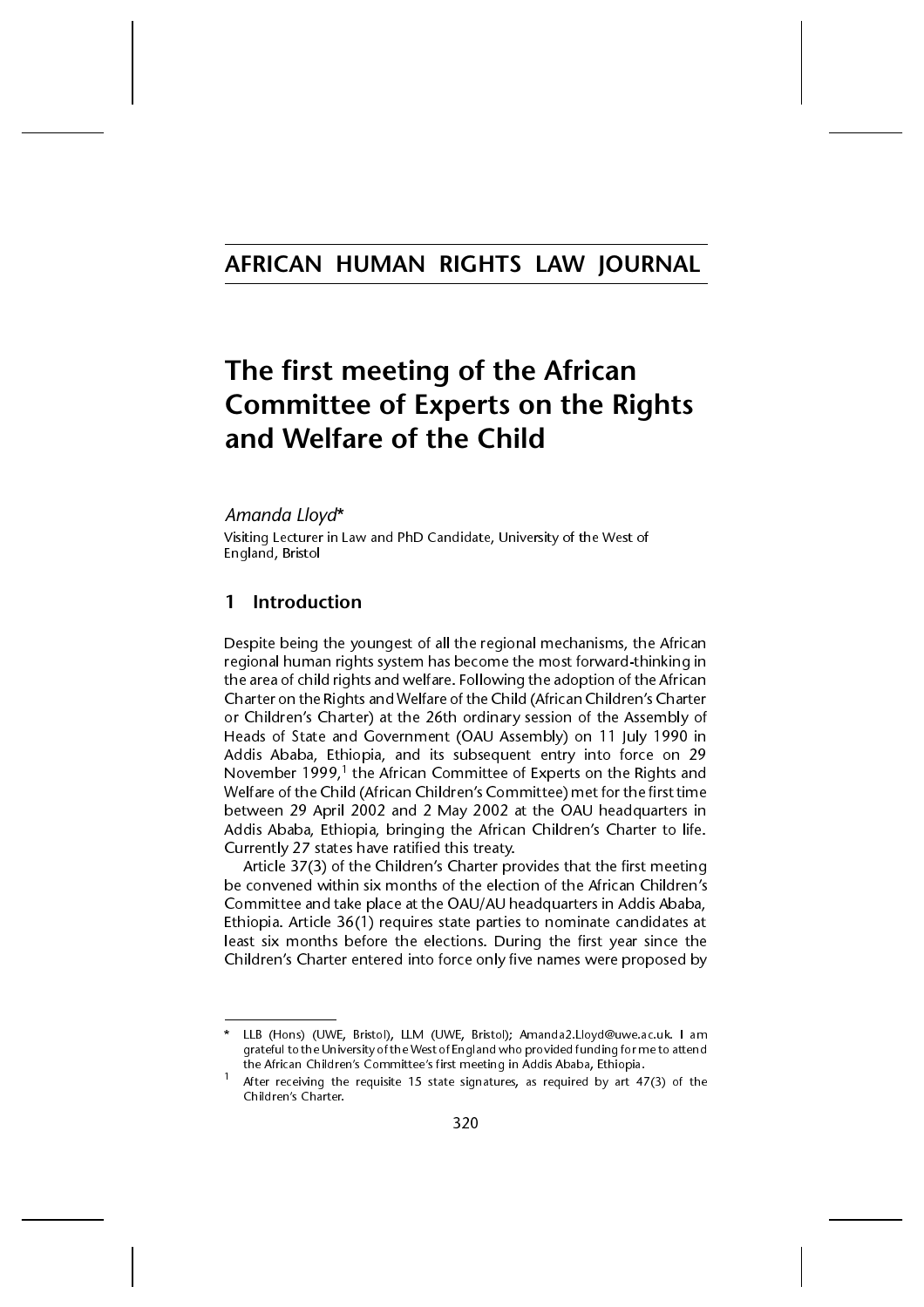# AFRICAN HUMAN RIGHTS LAW JOURNAL

# The first meeting of the African Committee of Experts on the Rights and Welfare of the Child

*Amanda Lloyd**

Visiting Lecturer in Law and PhD Candidate, University of the West of England, Bristol

## 1 Introduction

Despite being the youngest of all the regional mechanisms, the African regional human rights system has become the most forward-thinking in the area of child rights and welfare. Following the adoption of the African Charter on the Rights and Welfare of the Child (African Children's Charter or Children's Charter) at the 26th ordinary session of the Assembly of Heads of State and Government (OAU Assembly) on 11 July 1990 in Addis Ababa, Ethiopia, and its subsequent entry into force on 29 November 1999,[1] the African Committee of Experts on the Rights and Welfare of the Child (African Children's Committee) met for the first time between 29 April 2002 and 2 May 2002 at the OAU headquarters in Addis Ababa, Ethiopia, bringing the African Children's Charter to life. Currently 27 states have ratified this treaty.

Article 37(3) of the Children's Charter provides that the first meeting be convened within six months of the election of the African Children's Committee and take place at the OAU/AU headquarters in Addis Ababa, Ethiopia. Article 36(1) requires state parties to nominate candidates at least six months before the elections. During the first year since the Children's Charter entered into force only five names were proposed by

---

\* LLB (Hons) (UWE, Bristol), LLM (UWE, Bristol); Amanda2.Lloyd@uwe.ac.uk. I am grateful to the University of the West of England who provided funding for me to attend the African Children's Committee's first meeting in Addis Ababa, Ethiopia.

[1] After receiving the requisite 15 state signatures, as required by art 47(3) of the Children's Charter.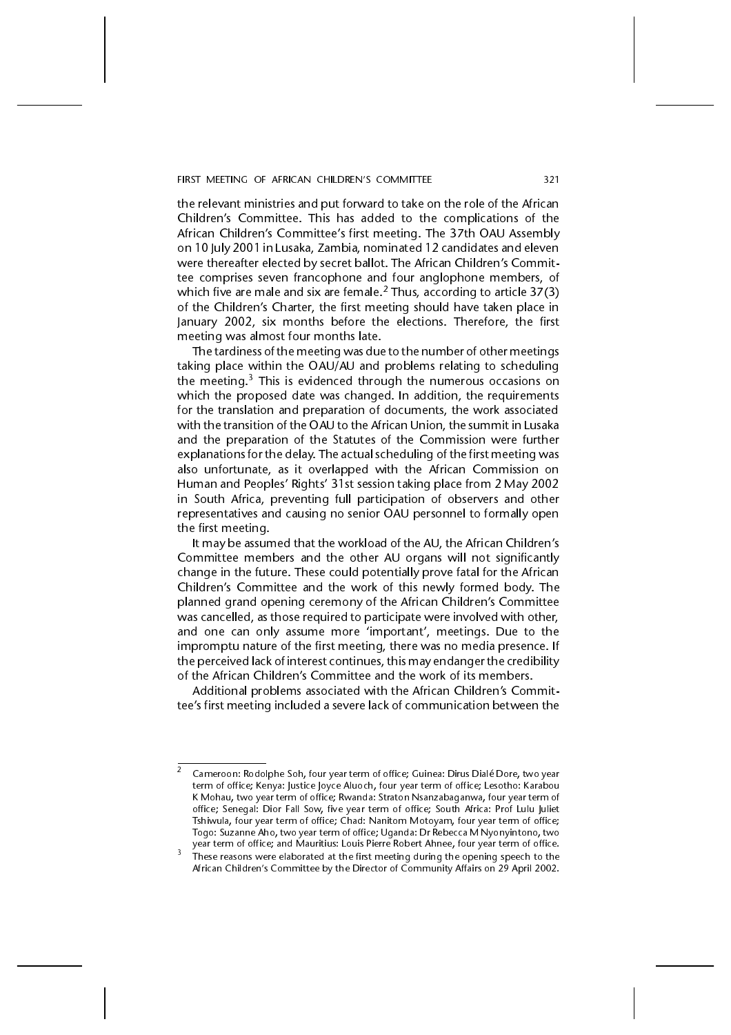the relevant ministries and put forward to take on the role of the African Children's Committee. This has added to the complications of the African Children's Committee's first meeting. The 37th OAU Assembly on 10 July 2001 in Lusaka, Zambia, nominated 12 candidates and eleven were thereafter elected by secret ballot. The African Children's Committee comprises seven francophone and four anglophone members, of which five are male and six are female.[2] Thus, according to article 37(3) of the Children's Charter, the first meeting should have taken place in January 2002, six months before the elections. Therefore, the first meeting was almost four months late.

The tardiness of the meeting was due to the number of other meetings taking place within the OAU/AU and problems relating to scheduling the meeting.[3] This is evidenced through the numerous occasions on which the proposed date was changed. In addition, the requirements for the translation and preparation of documents, the work associated with the transition of the OAU to the African Union, the summit in Lusaka and the preparation of the Statutes of the Commission were further explanations for the delay. The actual scheduling of the first meeting was also unfortunate, as it overlapped with the African Commission on Human and Peoples' Rights' 31st session taking place from 2 May 2002 in South Africa, preventing full participation of observers and other representatives and causing no senior OAU personnel to formally open the first meeting.

It may be assumed that the workload of the AU, the African Children's Committee members and the other AU organs will not significantly change in the future. These could potentially prove fatal for the African Children's Committee and the work of this newly formed body. The planned grand opening ceremony of the African Children's Committee was cancelled, as those required to participate were involved with other, and one can only assume more 'important', meetings. Due to the impromptu nature of the first meeting, there was no media presence. If the perceived lack of interest continues, this may endanger the credibility of the African Children's Committee and the work of its members.

Additional problems associated with the African Children's Committee's first meeting included a severe lack of communication between the

---

[2] Cameroon: Rodolphe Soh, four year term of office; Guinea: Dirus Dialé Dore, two year term of office; Kenya: Justice Joyce Aluoch, four year term of office; Lesotho: Karabou K Mohau, two year term of office; Rwanda: Straton Nsanzabaganwa, four year term of office; Senegal: Dior Fall Sow, five year term of office; South Africa: Prof Lulu Juliet Tshiwula, four year term of office; Chad: Nanitom Motoyam, four year term of office; Togo: Suzanne Aho, two year term of office; Uganda: Dr Rebecca M Nyonyintono, two year term of office; and Mauritius: Louis Pierre Robert Ahnee, four year term of office.

[3] These reasons were elaborated at the first meeting during the opening speech to the African Children's Committee by the Director of Community Affairs on 29 April 2002.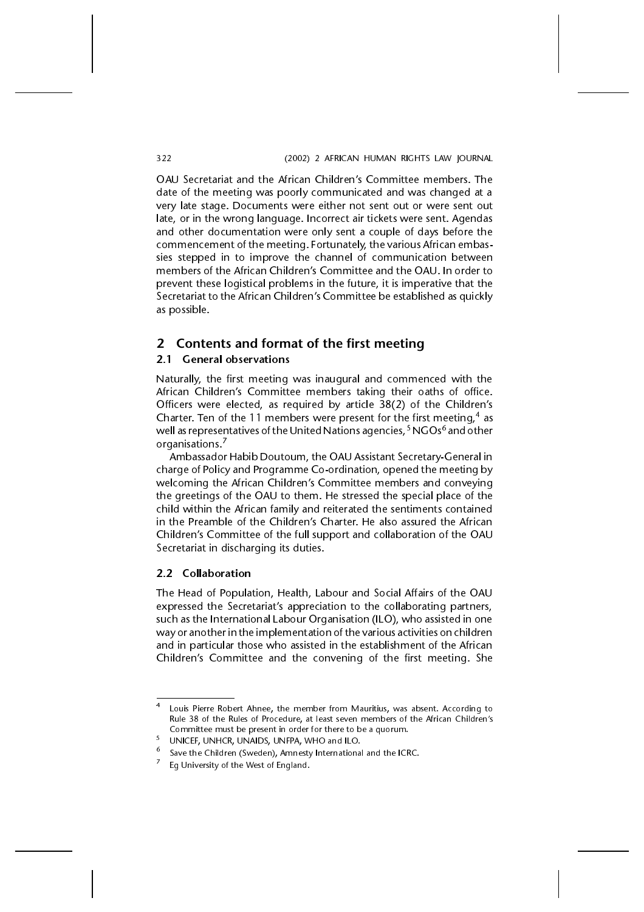OAU Secretariat and the African Children's Committee members. The date of the meeting was poorly communicated and was changed at a very late stage. Documents were either not sent out or were sent out late, or in the wrong language. Incorrect air tickets were sent. Agendas and other documentation were only sent a couple of days before the commencement of the meeting. Fortunately, the various African embassies stepped in to improve the channel of communication between members of the African Children's Committee and the OAU. In order to prevent these logistical problems in the future, it is imperative that the Secretariat to the African Children's Committee be established as quickly as possible.

## 2 Contents and format of the first meeting

### 2.1 General observations

Naturally, the first meeting was inaugural and commenced with the African Children's Committee members taking their oaths of office. Officers were elected, as required by article 38(2) of the Children's Charter. Ten of the 11 members were present for the first meeting,[4] as well as representatives of the United Nations agencies,[5] NGOs[6] and other organisations.[7]

Ambassador Habib Doutoum, the OAU Assistant Secretary-General in charge of Policy and Programme Co-ordination, opened the meeting by welcoming the African Children's Committee members and conveying the greetings of the OAU to them. He stressed the special place of the child within the African family and reiterated the sentiments contained in the Preamble of the Children's Charter. He also assured the African Children's Committee of the full support and collaboration of the OAU Secretariat in discharging its duties.

### 2.2 Collaboration

The Head of Population, Health, Labour and Social Affairs of the OAU expressed the Secretariat's appreciation to the collaborating partners, such as the International Labour Organisation (ILO), who assisted in one way or another in the implementation of the various activities on children and in particular those who assisted in the establishment of the African Children's Committee and the convening of the first meeting. She

---

[4] Louis Pierre Robert Ahnee, the member from Mauritius, was absent. According to Rule 38 of the Rules of Procedure, at least seven members of the African Children's Committee must be present in order for there to be a quorum.

[5] UNICEF, UNHCR, UNAIDS, UNFPA, WHO and ILO.

[6] Save the Children (Sweden), Amnesty International and the ICRC.

[7] Eg University of the West of England.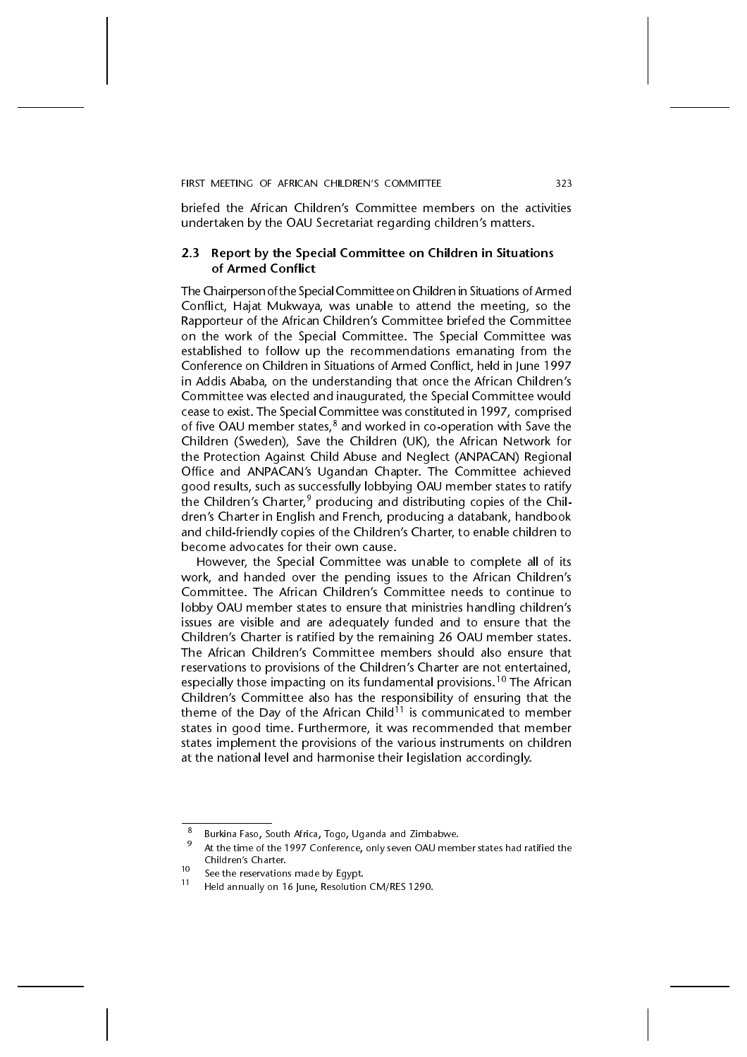briefed the African Children's Committee members on the activities undertaken by the OAU Secretariat regarding children's matters.

### 2.3 Report by the Special Committee on Children in Situations of Armed Conflict

The Chairperson of the Special Committee on Children in Situations of Armed Conflict, Hajat Mukwaya, was unable to attend the meeting, so the Rapporteur of the African Children's Committee briefed the Committee on the work of the Special Committee. The Special Committee was established to follow up the recommendations emanating from the Conference on Children in Situations of Armed Conflict, held in June 1997 in Addis Ababa, on the understanding that once the African Children's Committee was elected and inaugurated, the Special Committee would cease to exist. The Special Committee was constituted in 1997, comprised of five OAU member states,[8] and worked in co-operation with Save the Children (Sweden), Save the Children (UK), the African Network for the Protection Against Child Abuse and Neglect (ANPACAN) Regional Office and ANPACAN's Ugandan Chapter. The Committee achieved good results, such as successfully lobbying OAU member states to ratify the Children's Charter,[9] producing and distributing copies of the Children's Charter in English and French, producing a databank, handbook and child-friendly copies of the Children's Charter, to enable children to become advocates for their own cause.

However, the Special Committee was unable to complete all of its work, and handed over the pending issues to the African Children's Committee. The African Children's Committee needs to continue to lobby OAU member states to ensure that ministries handling children's issues are visible and are adequately funded and to ensure that the Children's Charter is ratified by the remaining 26 OAU member states. The African Children's Committee members should also ensure that reservations to provisions of the Children's Charter are not entertained, especially those impacting on its fundamental provisions.[10] The African Children's Committee also has the responsibility of ensuring that the theme of the Day of the African Child[11] is communicated to member states in good time. Furthermore, it was recommended that member states implement the provisions of the various instruments on children at the national level and harmonise their legislation accordingly.

---

[8] Burkina Faso, South Africa, Togo, Uganda and Zimbabwe.

[9] At the time of the 1997 Conference, only seven OAU member states had ratified the Children's Charter.

[10] See the reservations made by Egypt.

[11] Held annually on 16 June, Resolution CM/RES 1290.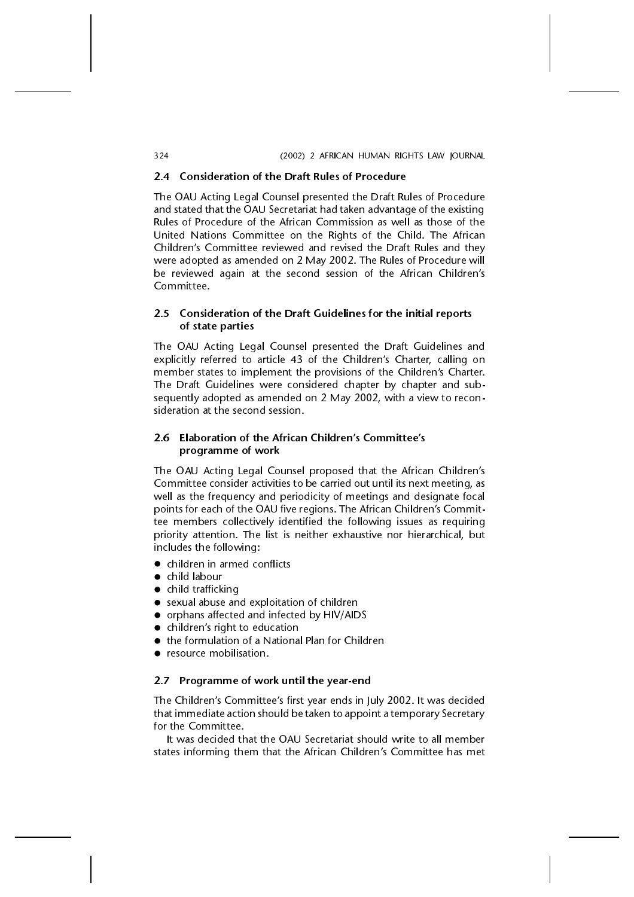### 2.4 Consideration of the Draft Rules of Procedure

The OAU Acting Legal Counsel presented the Draft Rules of Procedure and stated that the OAU Secretariat had taken advantage of the existing Rules of Procedure of the African Commission as well as those of the United Nations Committee on the Rights of the Child. The African Children's Committee reviewed and revised the Draft Rules and they were adopted as amended on 2 May 2002. The Rules of Procedure will be reviewed again at the second session of the African Children's Committee.

### 2.5 Consideration of the Draft Guidelines for the initial reports of state parties

The OAU Acting Legal Counsel presented the Draft Guidelines and explicitly referred to article 43 of the Children's Charter, calling on member states to implement the provisions of the Children's Charter. The Draft Guidelines were considered chapter by chapter and subsequently adopted as amended on 2 May 2002, with a view to reconsideration at the second session.

### 2.6 Elaboration of the African Children's Committee's programme of work

The OAU Acting Legal Counsel proposed that the African Children's Committee consider activities to be carried out until its next meeting, as well as the frequency and periodicity of meetings and designate focal points for each of the OAU five regions. The African Children's Committee members collectively identified the following issues as requiring priority attention. The list is neither exhaustive nor hierarchical, but includes the following:

- children in armed conflicts
- child labour
- child trafficking
- sexual abuse and exploitation of children
- orphans affected and infected by HIV/AIDS
- children's right to education
- the formulation of a National Plan for Children
- resource mobilisation.

### 2.7 Programme of work until the year-end

The Children's Committee's first year ends in July 2002. It was decided that immediate action should be taken to appoint a temporary Secretary for the Committee.

It was decided that the OAU Secretariat should write to all member states informing them that the African Children's Committee has met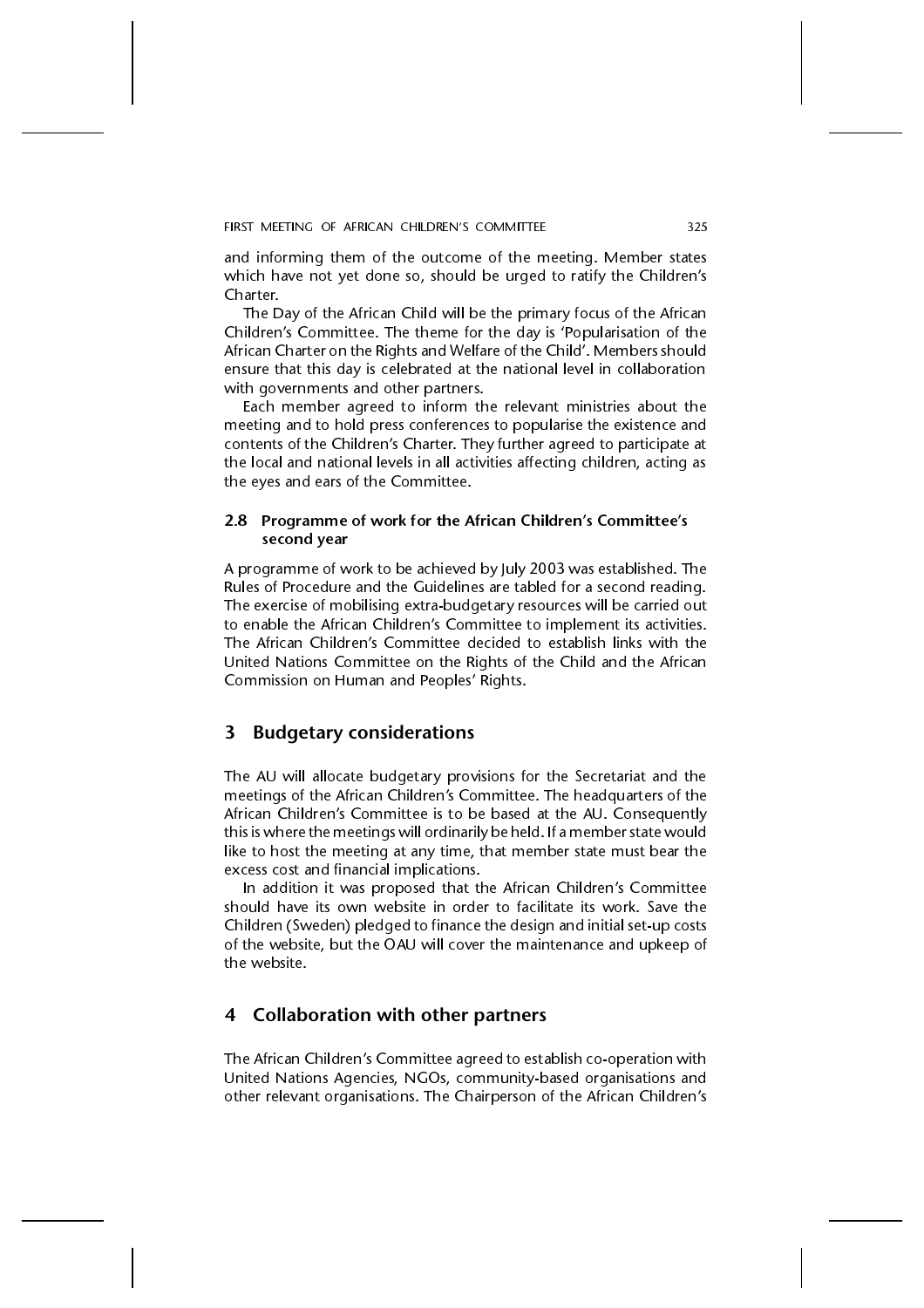and informing them of the outcome of the meeting. Member states which have not yet done so, should be urged to ratify the Children's Charter.

The Day of the African Child will be the primary focus of the African Children's Committee. The theme for the day is 'Popularisation of the African Charter on the Rights and Welfare of the Child'. Members should ensure that this day is celebrated at the national level in collaboration with governments and other partners.

Each member agreed to inform the relevant ministries about the meeting and to hold press conferences to popularise the existence and contents of the Children's Charter. They further agreed to participate at the local and national levels in all activities affecting children, acting as the eyes and ears of the Committee.

### 2.8 Programme of work for the African Children's Committee's second year

A programme of work to be achieved by July 2003 was established. The Rules of Procedure and the Guidelines are tabled for a second reading. The exercise of mobilising extra-budgetary resources will be carried out to enable the African Children's Committee to implement its activities. The African Children's Committee decided to establish links with the United Nations Committee on the Rights of the Child and the African Commission on Human and Peoples' Rights.

## 3 Budgetary considerations

The AU will allocate budgetary provisions for the Secretariat and the meetings of the African Children's Committee. The headquarters of the African Children's Committee is to be based at the AU. Consequently this is where the meetings will ordinarily be held. If a member state would like to host the meeting at any time, that member state must bear the excess cost and financial implications.

In addition it was proposed that the African Children's Committee should have its own website in order to facilitate its work. Save the Children (Sweden) pledged to finance the design and initial set-up costs of the website, but the OAU will cover the maintenance and upkeep of the website.

## 4 Collaboration with other partners

The African Children's Committee agreed to establish co-operation with United Nations Agencies, NGOs, community-based organisations and other relevant organisations. The Chairperson of the African Children's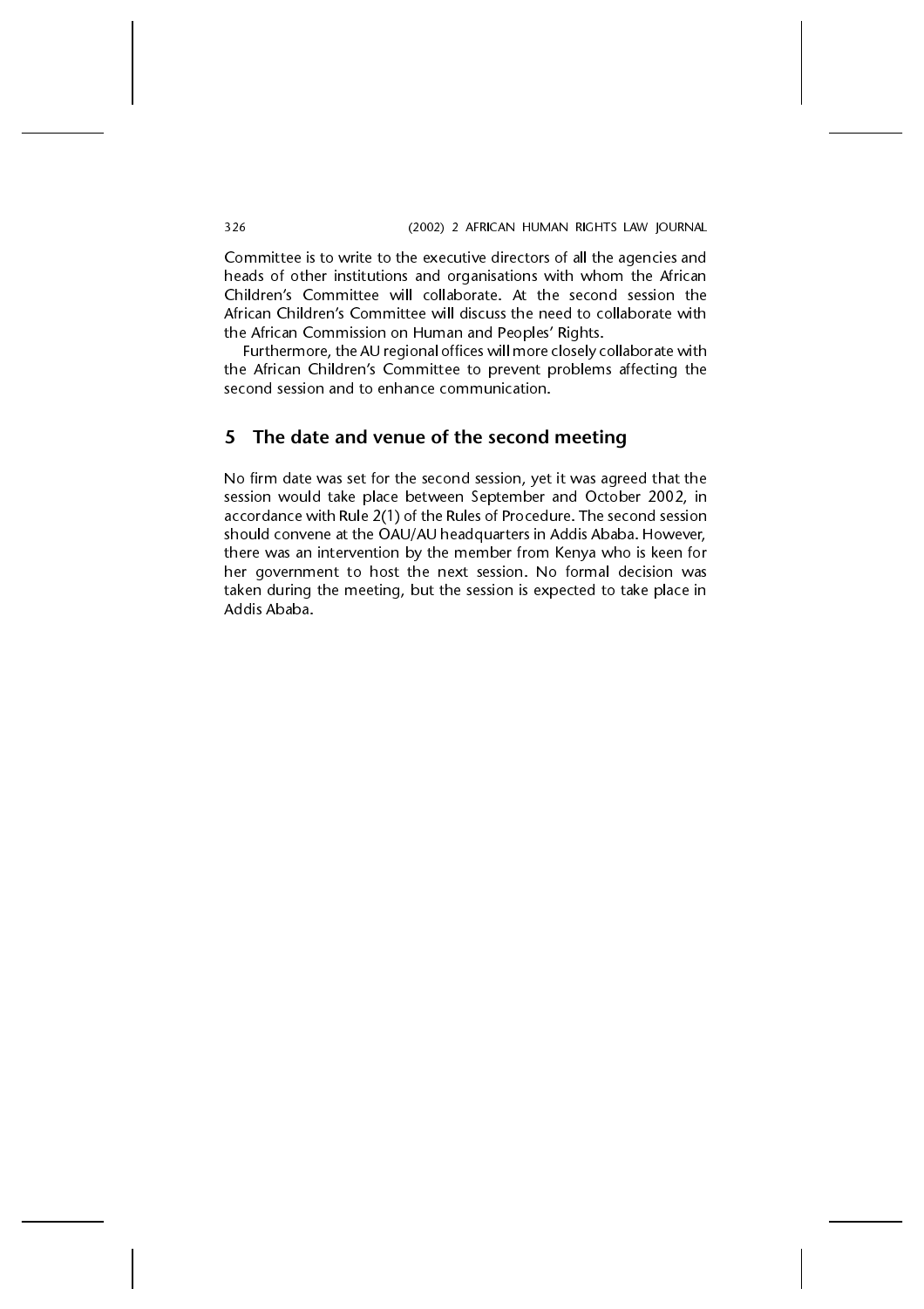Committee is to write to the executive directors of all the agencies and heads of other institutions and organisations with whom the African Children's Committee will collaborate. At the second session the African Children's Committee will discuss the need to collaborate with the African Commission on Human and Peoples' Rights.

Furthermore, the AU regional offices will more closely collaborate with the African Children's Committee to prevent problems affecting the second session and to enhance communication.

## 5 The date and venue of the second meeting

No firm date was set for the second session, yet it was agreed that the session would take place between September and October 2002, in accordance with Rule 2(1) of the Rules of Procedure. The second session should convene at the OAU/AU headquarters in Addis Ababa. However, there was an intervention by the member from Kenya who is keen for her government to host the next session. No formal decision was taken during the meeting, but the session is expected to take place in Addis Ababa.